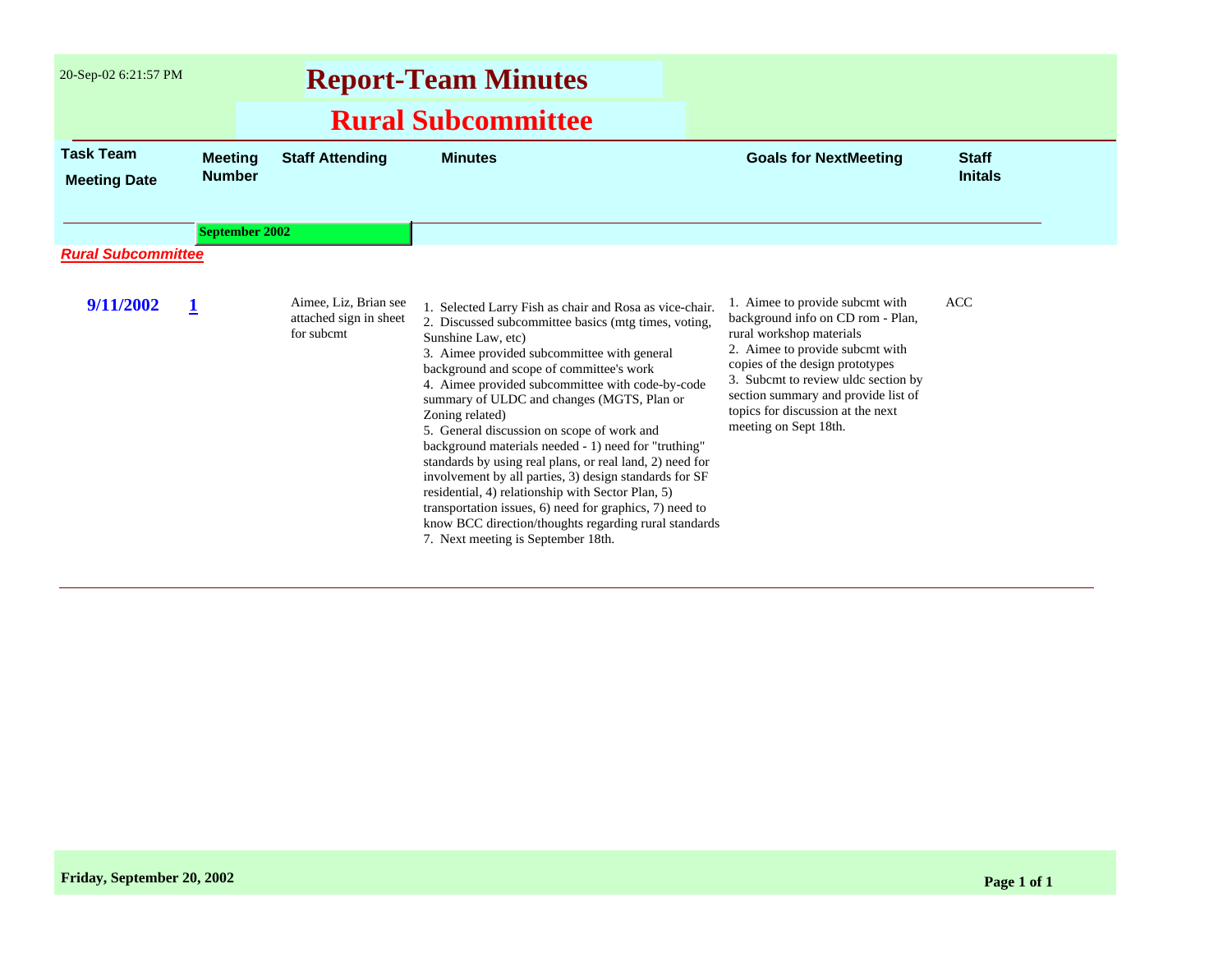# Report-Team Minutes

## Rural Subcommittee

| Task Team Meeting Date | Meeting Number | Staff Attending | Minutes | Goals for NextMeeting | Staff Initals |
|---|---|---|---|---|---|
| | **September 2002** | | | | |
| ***Rural Subcommittee*** | | | | | |
| **9/11/2002** | **1** | Aimee, Liz, Brian see attached sign in sheet for subcmt | 1. Selected Larry Fish as chair and Rosa as vice-chair. 2. Discussed subcommittee basics (mtg times, voting, Sunshine Law, etc) 3. Aimee provided subcommittee with general background and scope of committee's work 4. Aimee provided subcommittee with code-by-code summary of ULDC and changes (MGTS, Plan or Zoning related) 5. General discussion on scope of work and background materials needed - 1) need for "truthing" standards by using real plans, or real land, 2) need for involvement by all parties, 3) design standards for SF residential, 4) relationship with Sector Plan, 5) transportation issues, 6) need for graphics, 7) need to know BCC direction/thoughts regarding rural standards 7. Next meeting is September 18th. | 1. Aimee to provide subcmt with background info on CD rom - Plan, rural workshop materials 2. Aimee to provide subcmt with copies of the design prototypes 3. Subcmt to review uldc section by section summary and provide list of topics for discussion at the next meeting on Sept 18th. | ACC |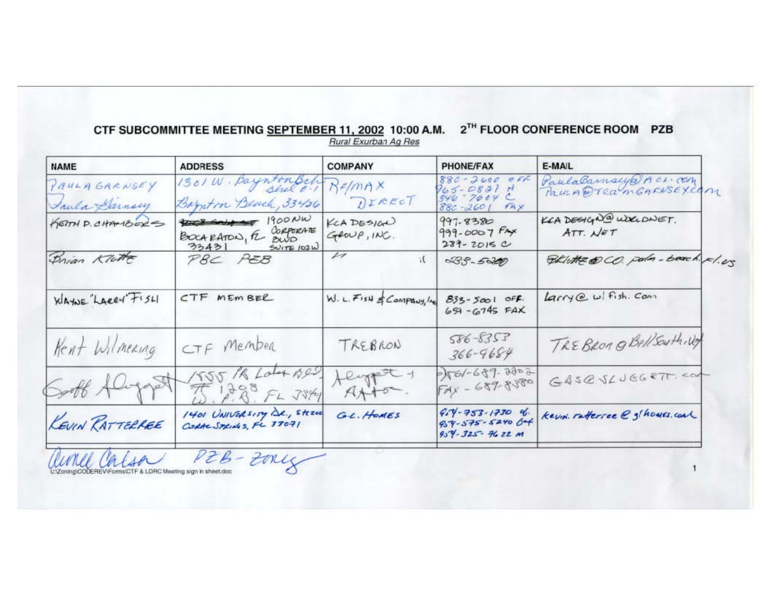## CTF SUBCOMMITTEE MEETING SEPTEMBER 11, 2002 10:00 A.M. 2TH FLOOR CONFERENCE ROOM PZB

*Rural Exurban Ag Res*

| NAME | ADDRESS | COMPANY | PHONE/FAX | E-MAIL |
|---|---|---|---|---|
| PAULA GARNSEY Paula Garnsey | 1301 W. Boynton Bch Blvd 0-1 Boynton Beach, 33426 | RE/MAX DIRECT | 880-2600 OFF 965-0827 H 346-7604 C 880-2601 FAX | PaulaGarnsey@AOL.com PAULA@TeamGARNSEY.COM |
| KEITH D. CHAMBERS | 1900 NW CORPORATE BLVD SUITE 102W BOCA RATON, FL 33431 | KCA DESIGN GROUP, INC. | 997-8380 999-0007 FAX 289-2015 C | KCA DESIGN@WORLDNET. ATT. NET |
| Brian Klotte | PBC PZB | " " | 233-5200 | BKlotte@CO.palm-beach.fl.us |
| WAYNE "LARRY" FISH | CTF MEMBER | W. L. FISH & COMPANY, Inc. | 833-5001 OFF. 659-6745 FAX | larry@wlfish.com |
| Kent Wilmering | CTF Member | TREBRON | 586-8353 366-9684 | TREBRON@BellSouth.Net |
| Geoff Sluggett | 1555 PB Lakes Blvd #1208 W.P.B. FL 33401 | Sluggett + Assoc. | 561-689-2202 FAX - 689-8880 | GBS@SLUGGETT.com |
| KEVIN RATTERREE | 1401 UNIVERSITY DR., STE 200 CORAL SPRINGS, FL 33071 | G.L. HOMES | 954-753-1730 of. 954-575-5240 fax 954-325-9622 M | kevin.ratterree@glhomes.com |

Aurnel Carlson PZB - Zoning

U:\Zoning\CODEREV\Forms\CTF & LDRC Meeting sign in sheet.doc